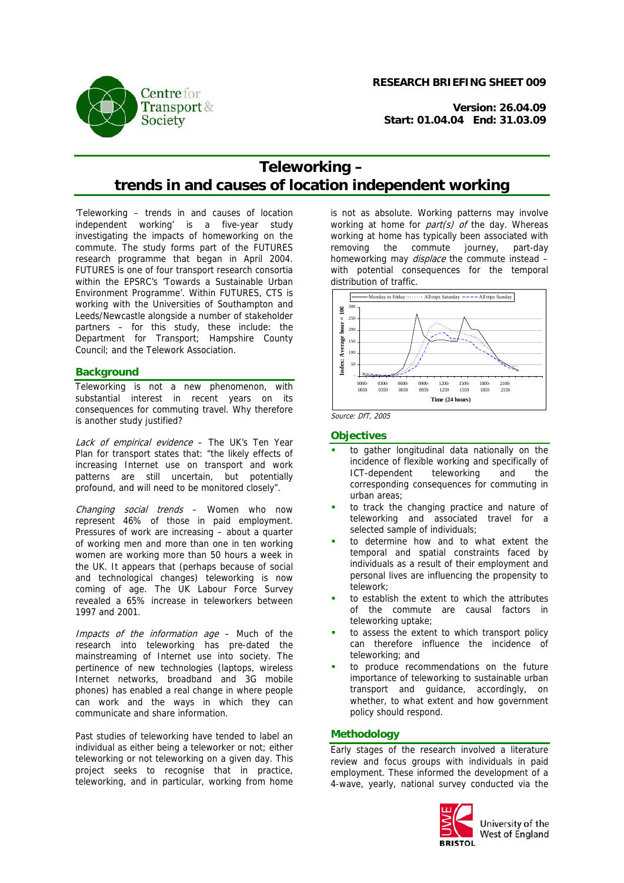RESEARCH BRIEFING SHEET 009

**Version: 26.04.09**
**Start: 01.04.04 End: 31.03.09**

# Teleworking – trends in and causes of location independent working

'Teleworking – trends in and causes of location independent working' is a five-year study investigating the impacts of homeworking on the commute. The study forms part of the FUTURES research programme that began in April 2004. FUTURES is one of four transport research consortia within the EPSRC's 'Towards a Sustainable Urban Environment Programme'. Within FUTURES, CTS is working with the Universities of Southampton and Leeds/Newcastle alongside a number of stakeholder partners – for this study, these include: the Department for Transport; Hampshire County Council; and the Telework Association.

## Background

Teleworking is not a new phenomenon, with substantial interest in recent years on its consequences for commuting travel. Why therefore is another study justified?

*Lack of empirical evidence* – The UK's Ten Year Plan for transport states that: "the likely effects of increasing Internet use on transport and work patterns are still uncertain, but potentially profound, and will need to be monitored closely".

*Changing social trends* – Women who now represent 46% of those in paid employment. Pressures of work are increasing – about a quarter of working men and more than one in ten working women are working more than 50 hours a week in the UK. It appears that (perhaps because of social and technological changes) teleworking is now coming of age. The UK Labour Force Survey revealed a 65% increase in teleworkers between 1997 and 2001.

*Impacts of the information age* – Much of the research into teleworking has pre-dated the mainstreaming of Internet use into society. The pertinence of new technologies (laptops, wireless Internet networks, broadband and 3G mobile phones) has enabled a real change in where people can work and the ways in which they can communicate and share information.

Past studies of teleworking have tended to label an individual as either being a teleworker or not; either teleworking or not teleworking on a given day. This project seeks to recognise that in practice, teleworking, and in particular, working from home is not as absolute. Working patterns may involve working at home for *part(s) of* the day. Whereas working at home has typically been associated with removing the commute journey, part-day homeworking may *displace* the commute instead – with potential consequences for the temporal distribution of traffic.

*Source: DfT, 2005*

## Objectives

- to gather longitudinal data nationally on the incidence of flexible working and specifically of ICT-dependent teleworking and the corresponding consequences for commuting in urban areas;
- to track the changing practice and nature of teleworking and associated travel for a selected sample of individuals;
- to determine how and to what extent the temporal and spatial constraints faced by individuals as a result of their employment and personal lives are influencing the propensity to telework;
- to establish the extent to which the attributes of the commute are causal factors in teleworking uptake;
- to assess the extent to which transport policy can therefore influence the incidence of teleworking; and
- to produce recommendations on the future importance of teleworking to sustainable urban transport and guidance, accordingly, on whether, to what extent and how government policy should respond.

## Methodology

Early stages of the research involved a literature review and focus groups with individuals in paid employment. These informed the development of a 4-wave, yearly, national survey conducted via the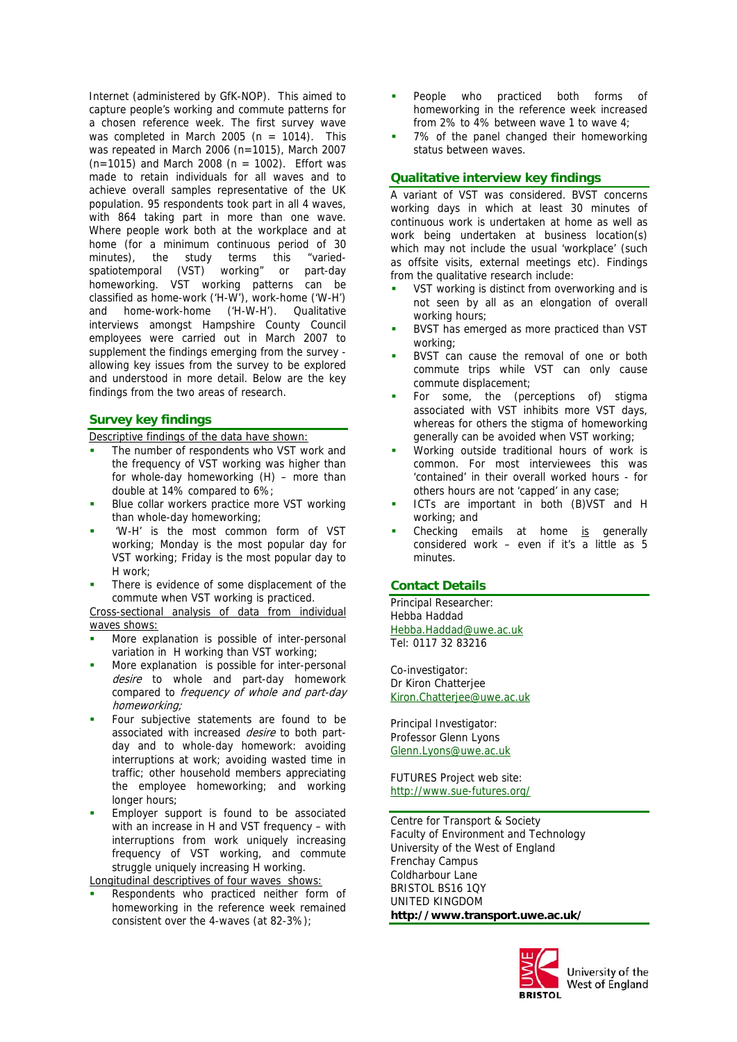Internet (administered by GfK-NOP). This aimed to capture people's working and commute patterns for a chosen reference week. The first survey wave was completed in March 2005 (n = 1014). This was repeated in March 2006 (n=1015), March 2007 (n=1015) and March 2008 (n = 1002). Effort was made to retain individuals for all waves and to achieve overall samples representative of the UK population. 95 respondents took part in all 4 waves, with 864 taking part in more than one wave. Where people work both at the workplace and at home (for a minimum continuous period of 30 minutes), the study terms this "varied-spatiotemporal (VST) working" or part-day homeworking. VST working patterns can be classified as home-work ('H-W'), work-home ('W-H') and home-work-home ('H-W-H'). Qualitative interviews amongst Hampshire County Council employees were carried out in March 2007 to supplement the findings emerging from the survey - allowing key issues from the survey to be explored and understood in more detail. Below are the key findings from the two areas of research.

## Survey key findings

Descriptive findings of the data have shown:

- The number of respondents who VST work and the frequency of VST working was higher than for whole-day homeworking (H) – more than double at 14% compared to 6%;
- Blue collar workers practice more VST working than whole-day homeworking;
- 'W-H' is the most common form of VST working; Monday is the most popular day for VST working; Friday is the most popular day to H work;
- There is evidence of some displacement of the commute when VST working is practiced.

Cross-sectional analysis of data from individual waves shows:

- More explanation is possible of inter-personal variation in H working than VST working;
- More explanation is possible for inter-personal *desire* to whole and part-day homework compared to *frequency of whole and part-day homeworking;*
- Four subjective statements are found to be associated with increased *desire* to both part-day and to whole-day homework: avoiding interruptions at work; avoiding wasted time in traffic; other household members appreciating the employee homeworking; and working longer hours;
- Employer support is found to be associated with an increase in H and VST frequency – with interruptions from work uniquely increasing frequency of VST working, and commute struggle uniquely increasing H working.

Longitudinal descriptives of four waves shows:

- Respondents who practiced neither form of homeworking in the reference week remained consistent over the 4-waves (at 82-3%);
- People who practiced both forms of homeworking in the reference week increased from 2% to 4% between wave 1 to wave 4;
- 7% of the panel changed their homeworking status between waves.

## Qualitative interview key findings

A variant of VST was considered. BVST concerns working days in which at least 30 minutes of continuous work is undertaken at home as well as work being undertaken at business location(s) which may not include the usual 'workplace' (such as offsite visits, external meetings etc). Findings from the qualitative research include:

- VST working is distinct from overworking and is not seen by all as an elongation of overall working hours;
- BVST has emerged as more practiced than VST working;
- BVST can cause the removal of one or both commute trips while VST can only cause commute displacement;
- For some, the (perceptions of) stigma associated with VST inhibits more VST days, whereas for others the stigma of homeworking generally can be avoided when VST working;
- Working outside traditional hours of work is common. For most interviewees this was 'contained' in their overall worked hours - for others hours are not 'capped' in any case;
- ICTs are important in both (B)VST and H working; and
- Checking emails at home <u>is</u> generally considered work – even if it's a little as 5 minutes.

## Contact Details

Principal Researcher:
Hebba Haddad
Hebba.Haddad@uwe.ac.uk
Tel: 0117 32 83216

Co-investigator:
Dr Kiron Chatterjee
Kiron.Chatterjee@uwe.ac.uk

Principal Investigator:
Professor Glenn Lyons
Glenn.Lyons@uwe.ac.uk

FUTURES Project web site:
http://www.sue-futures.org/

Centre for Transport & Society
Faculty of Environment and Technology
University of the West of England
Frenchay Campus
Coldharbour Lane
BRISTOL BS16 1QY
UNITED KINGDOM
**http://www.transport.uwe.ac.uk/**

UWE BRISTOL University of the West of England